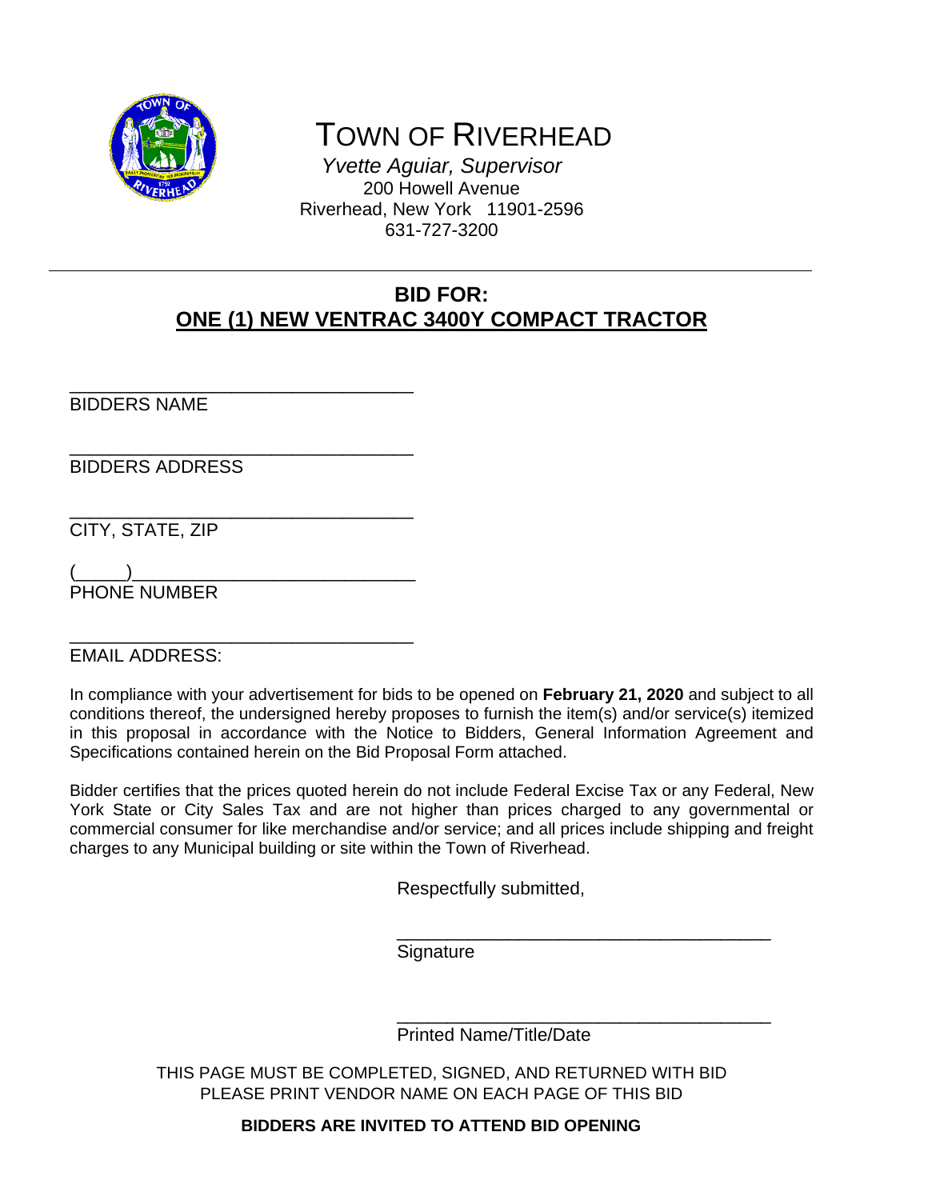# TOWN OF RIVERHEAD

*Yvette Aguiar, Supervisor*
200 Howell Avenue
Riverhead, New York 11901-2596
631-727-3200

---

## BID FOR:
## ONE (1) NEW VENTRAC 3400Y COMPACT TRACTOR

___________________________________
BIDDERS NAME

___________________________________
BIDDERS ADDRESS

___________________________________
CITY, STATE, ZIP

(_____)___________________________
PHONE NUMBER

___________________________________
EMAIL ADDRESS:

In compliance with your advertisement for bids to be opened on **February 21, 2020** and subject to all conditions thereof, the undersigned hereby proposes to furnish the item(s) and/or service(s) itemized in this proposal in accordance with the Notice to Bidders, General Information Agreement and Specifications contained herein on the Bid Proposal Form attached.

Bidder certifies that the prices quoted herein do not include Federal Excise Tax or any Federal, New York State or City Sales Tax and are not higher than prices charged to any governmental or commercial consumer for like merchandise and/or service; and all prices include shipping and freight charges to any Municipal building or site within the Town of Riverhead.

Respectfully submitted,

______________________________________
Signature

______________________________________
Printed Name/Title/Date

THIS PAGE MUST BE COMPLETED, SIGNED, AND RETURNED WITH BID
PLEASE PRINT VENDOR NAME ON EACH PAGE OF THIS BID

**BIDDERS ARE INVITED TO ATTEND BID OPENING**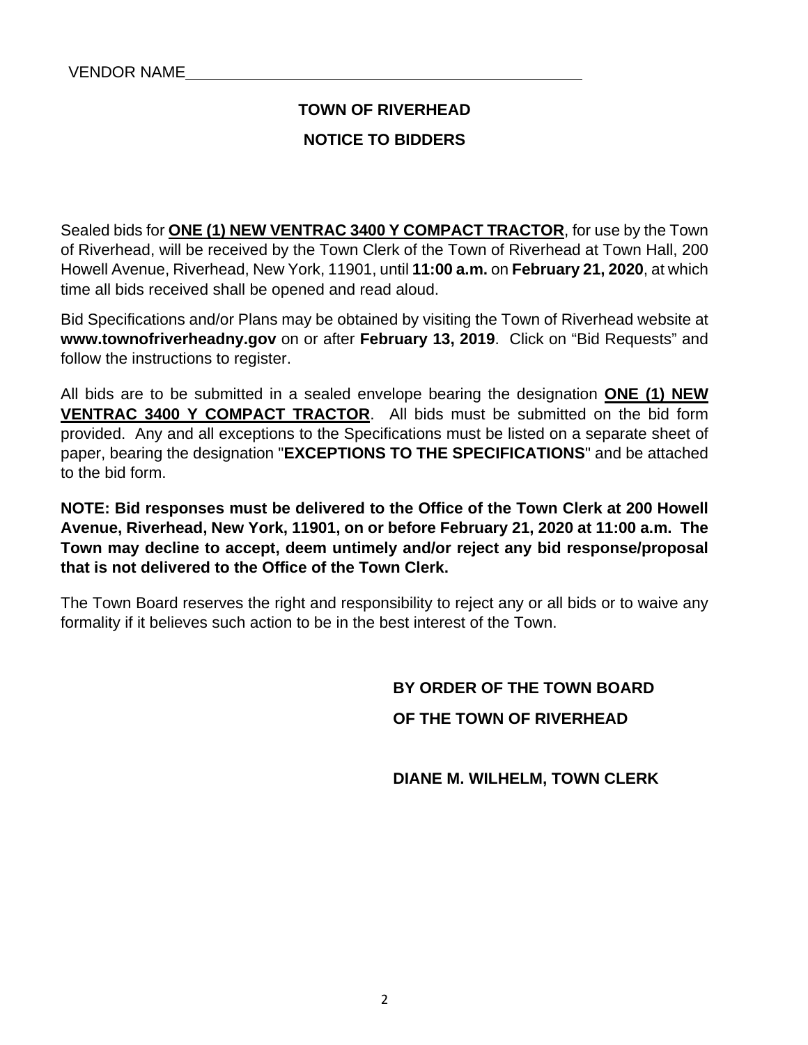VENDOR NAME_______________________________________________

## TOWN OF RIVERHEAD

## NOTICE TO BIDDERS

Sealed bids for **ONE (1) NEW VENTRAC 3400 Y COMPACT TRACTOR**, for use by the Town of Riverhead, will be received by the Town Clerk of the Town of Riverhead at Town Hall, 200 Howell Avenue, Riverhead, New York, 11901, until **11:00 a.m.** on **February 21, 2020**, at which time all bids received shall be opened and read aloud.

Bid Specifications and/or Plans may be obtained by visiting the Town of Riverhead website at **www.townofriverheadny.gov** on or after **February 13, 2019**. Click on "Bid Requests" and follow the instructions to register.

All bids are to be submitted in a sealed envelope bearing the designation **ONE (1) NEW VENTRAC 3400 Y COMPACT TRACTOR**. All bids must be submitted on the bid form provided. Any and all exceptions to the Specifications must be listed on a separate sheet of paper, bearing the designation "**EXCEPTIONS TO THE SPECIFICATIONS**" and be attached to the bid form.

**NOTE: Bid responses must be delivered to the Office of the Town Clerk at 200 Howell Avenue, Riverhead, New York, 11901, on or before February 21, 2020 at 11:00 a.m. The Town may decline to accept, deem untimely and/or reject any bid response/proposal that is not delivered to the Office of the Town Clerk.**

The Town Board reserves the right and responsibility to reject any or all bids or to waive any formality if it believes such action to be in the best interest of the Town.

**BY ORDER OF THE TOWN BOARD**

**OF THE TOWN OF RIVERHEAD**

**DIANE M. WILHELM, TOWN CLERK**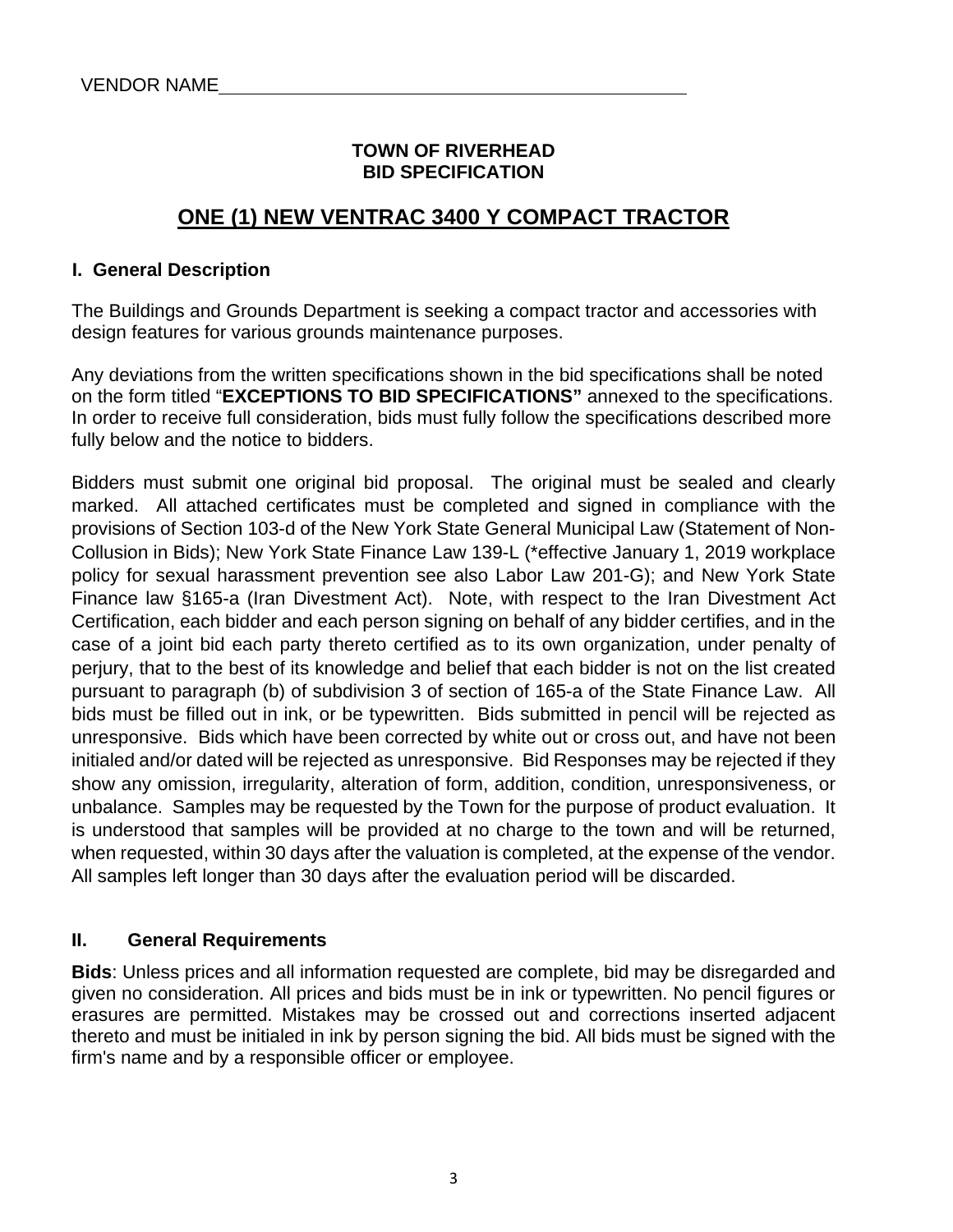VENDOR NAME\_\_\_\_\_\_\_\_\_\_\_\_\_\_\_\_\_\_\_\_\_\_\_\_\_\_\_\_\_\_\_\_\_\_\_\_\_\_\_\_\_\_\_\_\_\_\_\_

**TOWN OF RIVERHEAD**
**BID SPECIFICATION**

# ONE (1) NEW VENTRAC 3400 Y COMPACT TRACTOR

## I. General Description

The Buildings and Grounds Department is seeking a compact tractor and accessories with design features for various grounds maintenance purposes.

Any deviations from the written specifications shown in the bid specifications shall be noted on the form titled "**EXCEPTIONS TO BID SPECIFICATIONS"** annexed to the specifications. In order to receive full consideration, bids must fully follow the specifications described more fully below and the notice to bidders.

Bidders must submit one original bid proposal. The original must be sealed and clearly marked. All attached certificates must be completed and signed in compliance with the provisions of Section 103-d of the New York State General Municipal Law (Statement of Non-Collusion in Bids); New York State Finance Law 139-L (*effective January 1, 2019 workplace policy for sexual harassment prevention see also Labor Law 201-G); and New York State Finance law §165-a (Iran Divestment Act). Note, with respect to the Iran Divestment Act Certification, each bidder and each person signing on behalf of any bidder certifies, and in the case of a joint bid each party thereto certified as to its own organization, under penalty of perjury, that to the best of its knowledge and belief that each bidder is not on the list created pursuant to paragraph (b) of subdivision 3 of section of 165-a of the State Finance Law. All bids must be filled out in ink, or be typewritten. Bids submitted in pencil will be rejected as unresponsive. Bids which have been corrected by white out or cross out, and have not been initialed and/or dated will be rejected as unresponsive. Bid Responses may be rejected if they show any omission, irregularity, alteration of form, addition, condition, unresponsiveness, or unbalance. Samples may be requested by the Town for the purpose of product evaluation. It is understood that samples will be provided at no charge to the town and will be returned, when requested, within 30 days after the valuation is completed, at the expense of the vendor. All samples left longer than 30 days after the evaluation period will be discarded.

## II. General Requirements

**Bids**: Unless prices and all information requested are complete, bid may be disregarded and given no consideration. All prices and bids must be in ink or typewritten. No pencil figures or erasures are permitted. Mistakes may be crossed out and corrections inserted adjacent thereto and must be initialed in ink by person signing the bid. All bids must be signed with the firm's name and by a responsible officer or employee.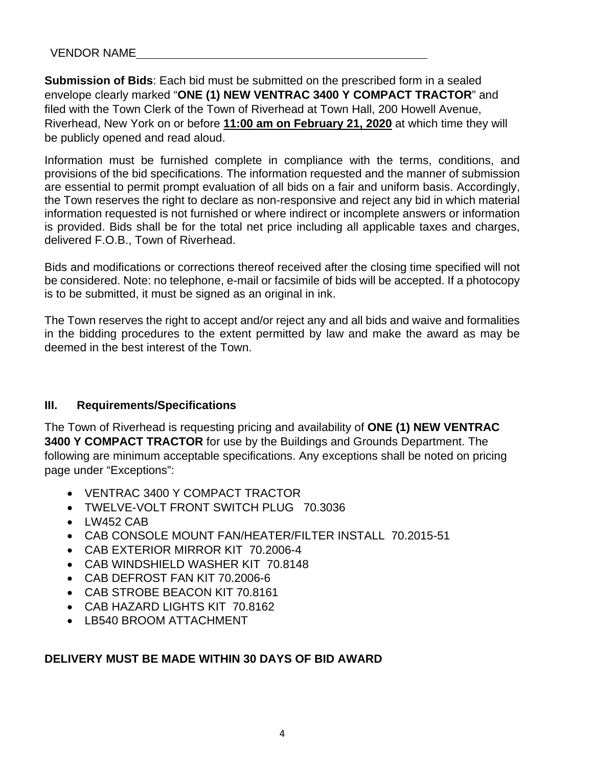VENDOR NAME\_\_\_\_\_\_\_\_\_\_\_\_\_\_\_\_\_\_\_\_\_\_\_\_\_\_\_\_\_\_\_\_\_\_\_\_\_\_\_\_\_\_\_\_

**Submission of Bids**: Each bid must be submitted on the prescribed form in a sealed envelope clearly marked "**ONE (1) NEW VENTRAC 3400 Y COMPACT TRACTOR**" and filed with the Town Clerk of the Town of Riverhead at Town Hall, 200 Howell Avenue, Riverhead, New York on or before **11:00 am on February 21, 2020** at which time they will be publicly opened and read aloud.

Information must be furnished complete in compliance with the terms, conditions, and provisions of the bid specifications. The information requested and the manner of submission are essential to permit prompt evaluation of all bids on a fair and uniform basis. Accordingly, the Town reserves the right to declare as non-responsive and reject any bid in which material information requested is not furnished or where indirect or incomplete answers or information is provided. Bids shall be for the total net price including all applicable taxes and charges, delivered F.O.B., Town of Riverhead.

Bids and modifications or corrections thereof received after the closing time specified will not be considered. Note: no telephone, e-mail or facsimile of bids will be accepted. If a photocopy is to be submitted, it must be signed as an original in ink.

The Town reserves the right to accept and/or reject any and all bids and waive and formalities in the bidding procedures to the extent permitted by law and make the award as may be deemed in the best interest of the Town.

### III. Requirements/Specifications

The Town of Riverhead is requesting pricing and availability of **ONE (1) NEW VENTRAC 3400 Y COMPACT TRACTOR** for use by the Buildings and Grounds Department. The following are minimum acceptable specifications. Any exceptions shall be noted on pricing page under "Exceptions":

- VENTRAC 3400 Y COMPACT TRACTOR
- TWELVE-VOLT FRONT SWITCH PLUG 70.3036
- LW452 CAB
- CAB CONSOLE MOUNT FAN/HEATER/FILTER INSTALL 70.2015-51
- CAB EXTERIOR MIRROR KIT 70.2006-4
- CAB WINDSHIELD WASHER KIT 70.8148
- CAB DEFROST FAN KIT 70.2006-6
- CAB STROBE BEACON KIT 70.8161
- CAB HAZARD LIGHTS KIT 70.8162
- LB540 BROOM ATTACHMENT

**DELIVERY MUST BE MADE WITHIN 30 DAYS OF BID AWARD**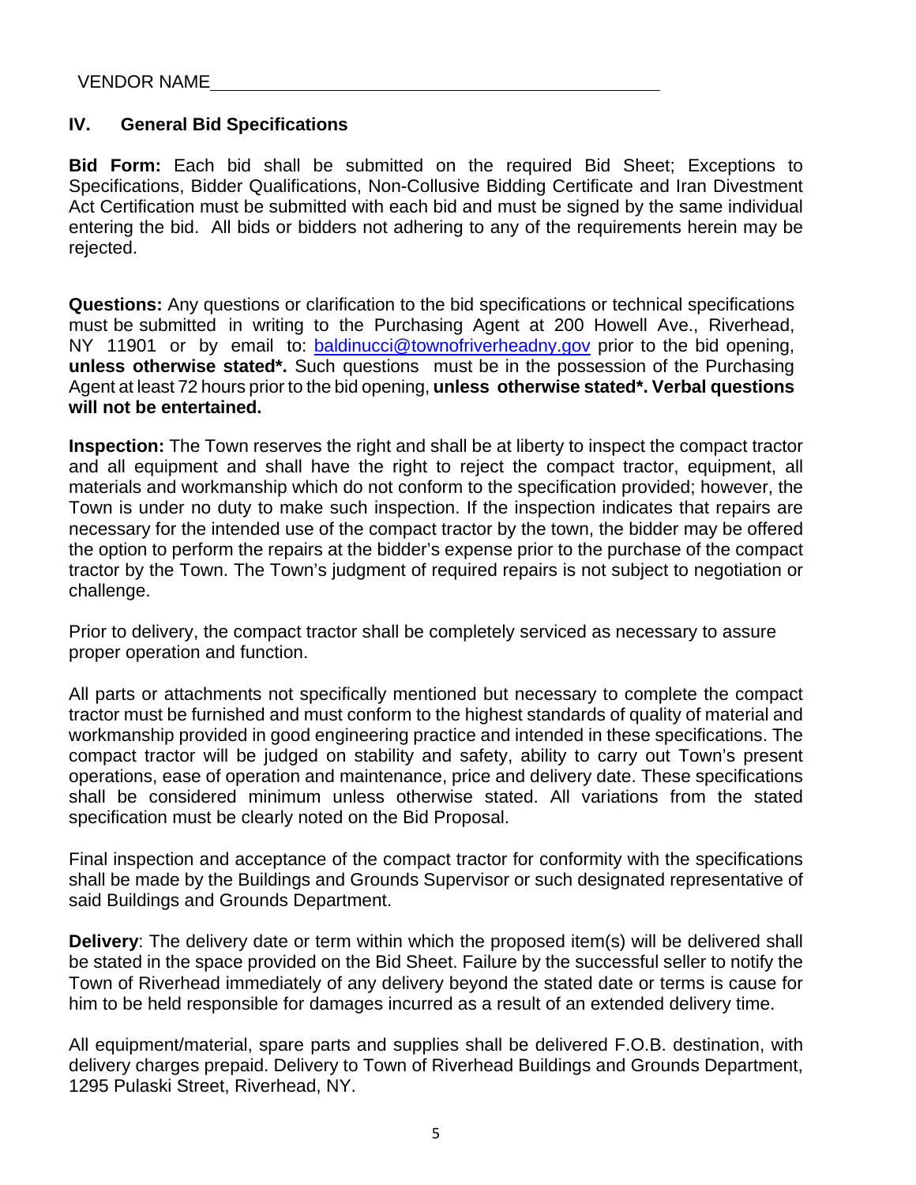VENDOR NAME_______________________________________________

## IV. General Bid Specifications

**Bid Form:** Each bid shall be submitted on the required Bid Sheet; Exceptions to Specifications, Bidder Qualifications, Non-Collusive Bidding Certificate and Iran Divestment Act Certification must be submitted with each bid and must be signed by the same individual entering the bid. All bids or bidders not adhering to any of the requirements herein may be rejected.

**Questions:** Any questions or clarification to the bid specifications or technical specifications must be submitted in writing to the Purchasing Agent at 200 Howell Ave., Riverhead, NY 11901 or by email to: baldinucci@townofriverheadny.gov prior to the bid opening, **unless otherwise stated*.** Such questions must be in the possession of the Purchasing Agent at least 72 hours prior to the bid opening, **unless otherwise stated*. Verbal questions will not be entertained.**

**Inspection:** The Town reserves the right and shall be at liberty to inspect the compact tractor and all equipment and shall have the right to reject the compact tractor, equipment, all materials and workmanship which do not conform to the specification provided; however, the Town is under no duty to make such inspection. If the inspection indicates that repairs are necessary for the intended use of the compact tractor by the town, the bidder may be offered the option to perform the repairs at the bidder's expense prior to the purchase of the compact tractor by the Town. The Town's judgment of required repairs is not subject to negotiation or challenge.

Prior to delivery, the compact tractor shall be completely serviced as necessary to assure proper operation and function.

All parts or attachments not specifically mentioned but necessary to complete the compact tractor must be furnished and must conform to the highest standards of quality of material and workmanship provided in good engineering practice and intended in these specifications. The compact tractor will be judged on stability and safety, ability to carry out Town's present operations, ease of operation and maintenance, price and delivery date. These specifications shall be considered minimum unless otherwise stated. All variations from the stated specification must be clearly noted on the Bid Proposal.

Final inspection and acceptance of the compact tractor for conformity with the specifications shall be made by the Buildings and Grounds Supervisor or such designated representative of said Buildings and Grounds Department.

**Delivery**: The delivery date or term within which the proposed item(s) will be delivered shall be stated in the space provided on the Bid Sheet. Failure by the successful seller to notify the Town of Riverhead immediately of any delivery beyond the stated date or terms is cause for him to be held responsible for damages incurred as a result of an extended delivery time.

All equipment/material, spare parts and supplies shall be delivered F.O.B. destination, with delivery charges prepaid. Delivery to Town of Riverhead Buildings and Grounds Department, 1295 Pulaski Street, Riverhead, NY.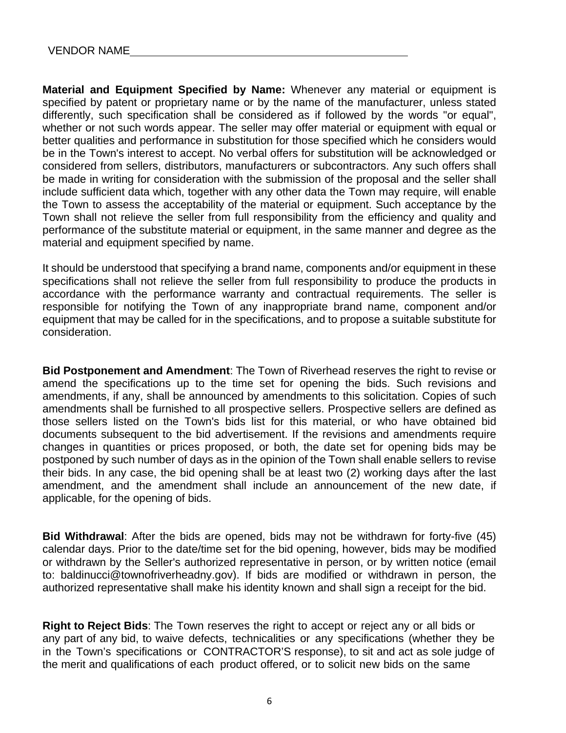VENDOR NAME\_\_\_\_\_\_\_\_\_\_\_\_\_\_\_\_\_\_\_\_\_\_\_\_\_\_\_\_\_\_\_\_\_\_\_\_\_\_\_\_

**Material and Equipment Specified by Name:** Whenever any material or equipment is specified by patent or proprietary name or by the name of the manufacturer, unless stated differently, such specification shall be considered as if followed by the words "or equal", whether or not such words appear. The seller may offer material or equipment with equal or better qualities and performance in substitution for those specified which he considers would be in the Town's interest to accept. No verbal offers for substitution will be acknowledged or considered from sellers, distributors, manufacturers or subcontractors. Any such offers shall be made in writing for consideration with the submission of the proposal and the seller shall include sufficient data which, together with any other data the Town may require, will enable the Town to assess the acceptability of the material or equipment. Such acceptance by the Town shall not relieve the seller from full responsibility from the efficiency and quality and performance of the substitute material or equipment, in the same manner and degree as the material and equipment specified by name.

It should be understood that specifying a brand name, components and/or equipment in these specifications shall not relieve the seller from full responsibility to produce the products in accordance with the performance warranty and contractual requirements. The seller is responsible for notifying the Town of any inappropriate brand name, component and/or equipment that may be called for in the specifications, and to propose a suitable substitute for consideration.

**Bid Postponement and Amendment**: The Town of Riverhead reserves the right to revise or amend the specifications up to the time set for opening the bids. Such revisions and amendments, if any, shall be announced by amendments to this solicitation. Copies of such amendments shall be furnished to all prospective sellers. Prospective sellers are defined as those sellers listed on the Town's bids list for this material, or who have obtained bid documents subsequent to the bid advertisement. If the revisions and amendments require changes in quantities or prices proposed, or both, the date set for opening bids may be postponed by such number of days as in the opinion of the Town shall enable sellers to revise their bids. In any case, the bid opening shall be at least two (2) working days after the last amendment, and the amendment shall include an announcement of the new date, if applicable, for the opening of bids.

**Bid Withdrawal**: After the bids are opened, bids may not be withdrawn for forty-five (45) calendar days. Prior to the date/time set for the bid opening, however, bids may be modified or withdrawn by the Seller's authorized representative in person, or by written notice (email to: baldinucci@townofriverheadny.gov). If bids are modified or withdrawn in person, the authorized representative shall make his identity known and shall sign a receipt for the bid.

**Right to Reject Bids**: The Town reserves the right to accept or reject any or all bids or any part of any bid, to waive defects, technicalities or any specifications (whether they be in the Town's specifications or CONTRACTOR'S response), to sit and act as sole judge of the merit and qualifications of each product offered, or to solicit new bids on the same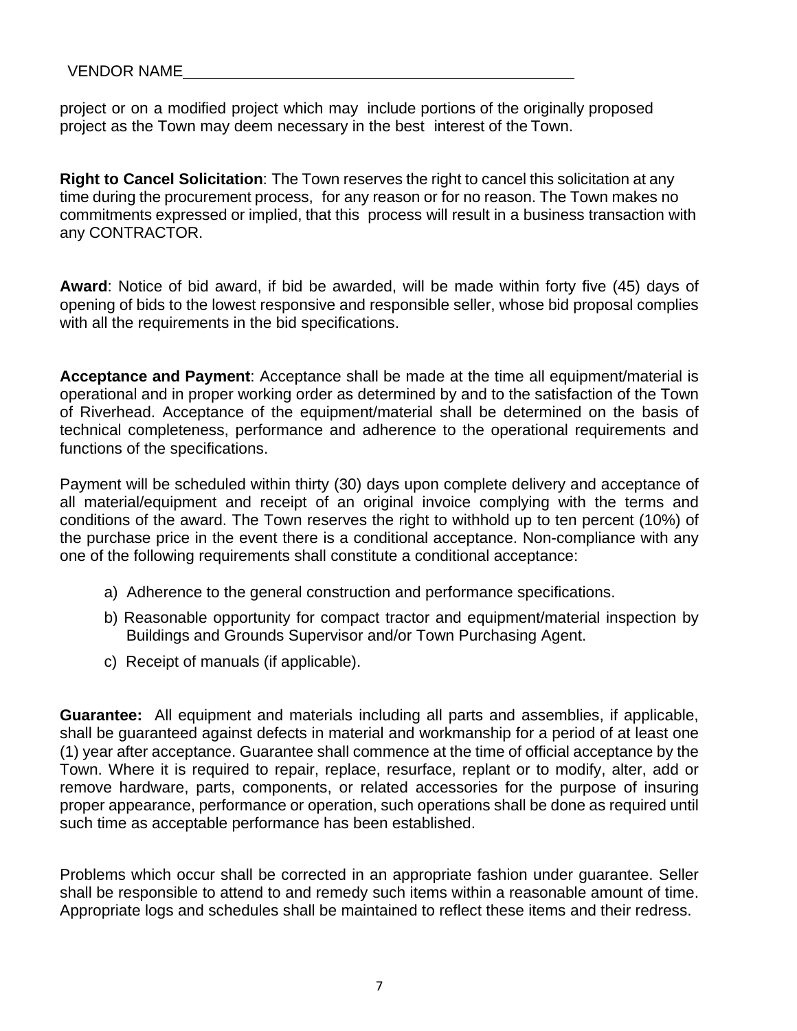VENDOR NAME_______________________________________________

project or on a modified project which may include portions of the originally proposed project as the Town may deem necessary in the best interest of the Town.

**Right to Cancel Solicitation**: The Town reserves the right to cancel this solicitation at any time during the procurement process, for any reason or for no reason. The Town makes no commitments expressed or implied, that this process will result in a business transaction with any CONTRACTOR.

**Award**: Notice of bid award, if bid be awarded, will be made within forty five (45) days of opening of bids to the lowest responsive and responsible seller, whose bid proposal complies with all the requirements in the bid specifications.

**Acceptance and Payment**: Acceptance shall be made at the time all equipment/material is operational and in proper working order as determined by and to the satisfaction of the Town of Riverhead. Acceptance of the equipment/material shall be determined on the basis of technical completeness, performance and adherence to the operational requirements and functions of the specifications.

Payment will be scheduled within thirty (30) days upon complete delivery and acceptance of all material/equipment and receipt of an original invoice complying with the terms and conditions of the award. The Town reserves the right to withhold up to ten percent (10%) of the purchase price in the event there is a conditional acceptance. Non-compliance with any one of the following requirements shall constitute a conditional acceptance:

a) Adherence to the general construction and performance specifications.

b) Reasonable opportunity for compact tractor and equipment/material inspection by Buildings and Grounds Supervisor and/or Town Purchasing Agent.

c) Receipt of manuals (if applicable).

**Guarantee:** All equipment and materials including all parts and assemblies, if applicable, shall be guaranteed against defects in material and workmanship for a period of at least one (1) year after acceptance. Guarantee shall commence at the time of official acceptance by the Town. Where it is required to repair, replace, resurface, replant or to modify, alter, add or remove hardware, parts, components, or related accessories for the purpose of insuring proper appearance, performance or operation, such operations shall be done as required until such time as acceptable performance has been established.

Problems which occur shall be corrected in an appropriate fashion under guarantee. Seller shall be responsible to attend to and remedy such items within a reasonable amount of time. Appropriate logs and schedules shall be maintained to reflect these items and their redress.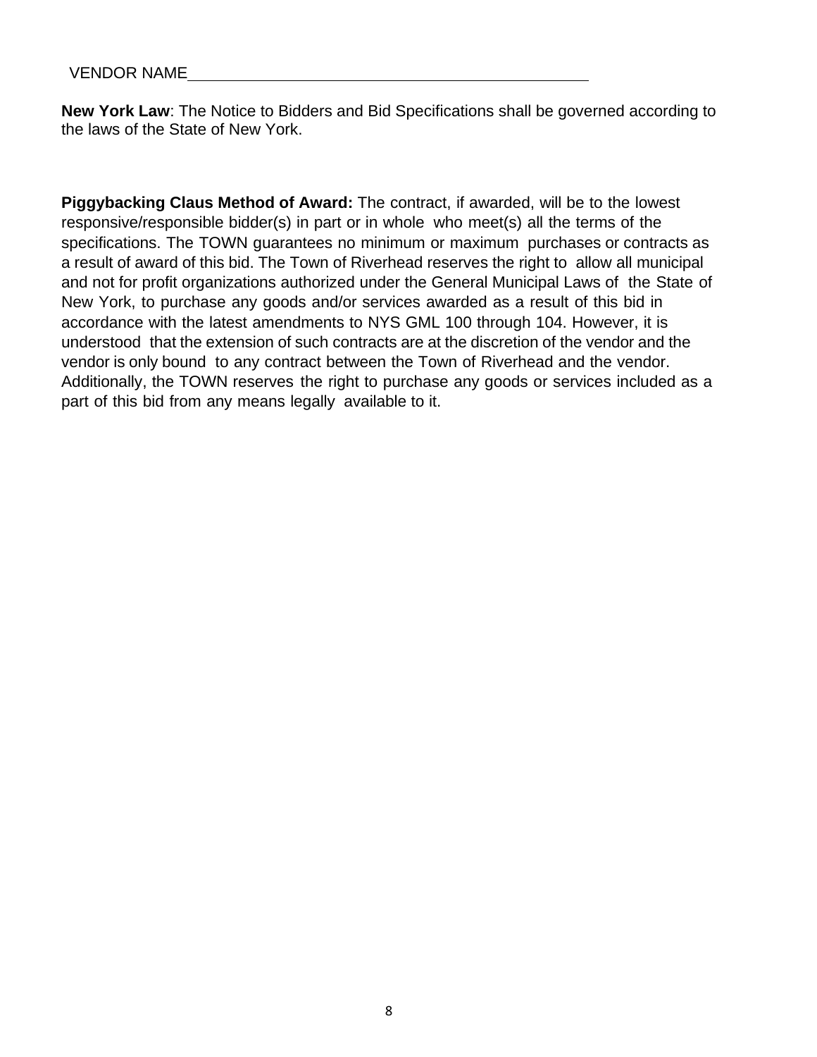VENDOR NAME\_\_\_\_\_\_\_\_\_\_\_\_\_\_\_\_\_\_\_\_\_\_\_\_\_\_\_\_\_\_\_\_\_\_\_\_\_\_\_\_\_\_\_\_\_\_

**New York Law**: The Notice to Bidders and Bid Specifications shall be governed according to the laws of the State of New York.

**Piggybacking Claus Method of Award:** The contract, if awarded, will be to the lowest responsive/responsible bidder(s) in part or in whole who meet(s) all the terms of the specifications. The TOWN guarantees no minimum or maximum purchases or contracts as a result of award of this bid. The Town of Riverhead reserves the right to allow all municipal and not for profit organizations authorized under the General Municipal Laws of the State of New York, to purchase any goods and/or services awarded as a result of this bid in accordance with the latest amendments to NYS GML 100 through 104. However, it is understood that the extension of such contracts are at the discretion of the vendor and the vendor is only bound to any contract between the Town of Riverhead and the vendor. Additionally, the TOWN reserves the right to purchase any goods or services included as a part of this bid from any means legally available to it.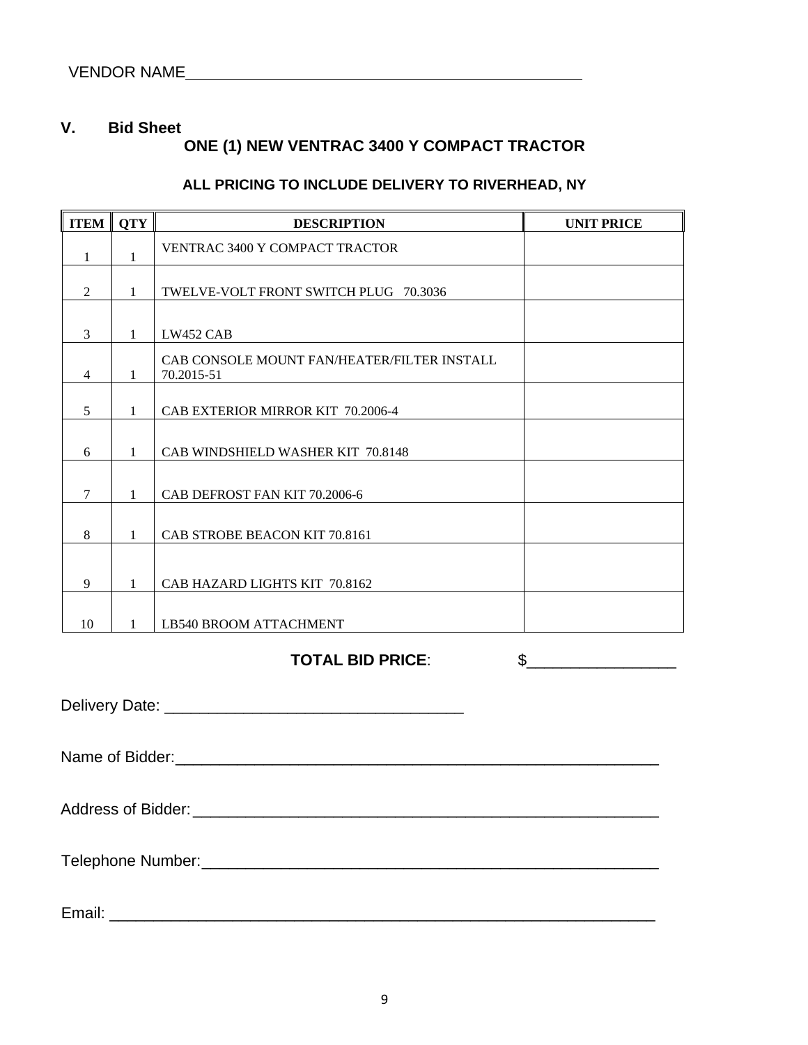VENDOR NAME_______________________________________________

## V. Bid Sheet

### ONE (1) NEW VENTRAC 3400 Y COMPACT TRACTOR

**ALL PRICING TO INCLUDE DELIVERY TO RIVERHEAD, NY**

| ITEM | QTY | DESCRIPTION | UNIT PRICE |
|---|---|---|---|
| 1 | 1 | VENTRAC 3400 Y COMPACT TRACTOR | |
| 2 | 1 | TWELVE-VOLT FRONT SWITCH PLUG 70.3036 | |
| 3 | 1 | LW452 CAB | |
| 4 | 1 | CAB CONSOLE MOUNT FAN/HEATER/FILTER INSTALL 70.2015-51 | |
| 5 | 1 | CAB EXTERIOR MIRROR KIT 70.2006-4 | |
| 6 | 1 | CAB WINDSHIELD WASHER KIT 70.8148 | |
| 7 | 1 | CAB DEFROST FAN KIT 70.2006-6 | |
| 8 | 1 | CAB STROBE BEACON KIT 70.8161 | |
| 9 | 1 | CAB HAZARD LIGHTS KIT 70.8162 | |
| 10 | 1 | LB540 BROOM ATTACHMENT | |

**TOTAL BID PRICE**: $_________________

Delivery Date: ___________________________________

Name of Bidder:________________________________________________________

Address of Bidder:_____________________________________________________

Telephone Number:_____________________________________________________

Email: ______________________________________________________________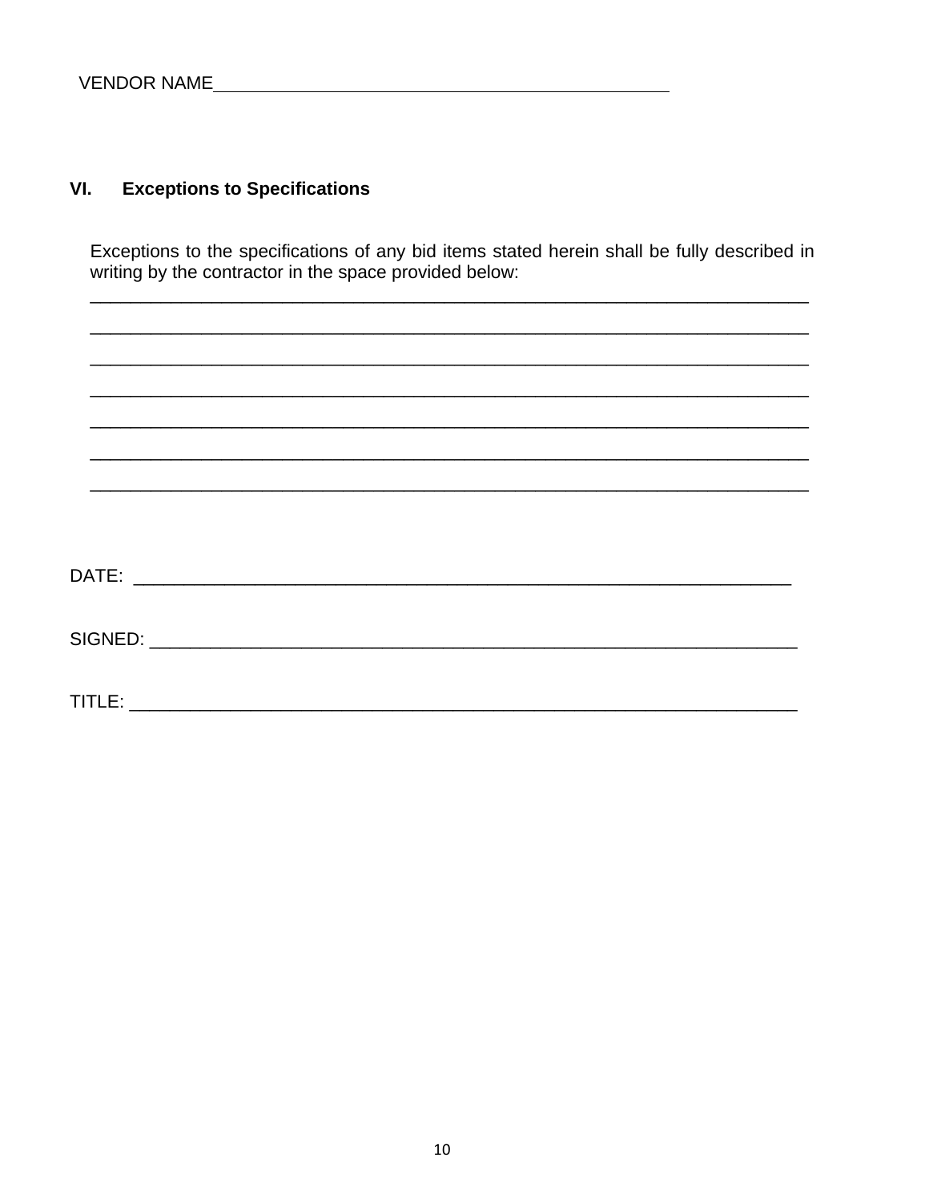VENDOR NAME_______________________________________________

## VI. Exceptions to Specifications

Exceptions to the specifications of any bid items stated herein shall be fully described in writing by the contractor in the space provided below:

___________________________________________________________________________

___________________________________________________________________________

___________________________________________________________________________

___________________________________________________________________________

___________________________________________________________________________

___________________________________________________________________________

___________________________________________________________________________

DATE: ____________________________________________________________________

SIGNED: __________________________________________________________________

TITLE: ____________________________________________________________________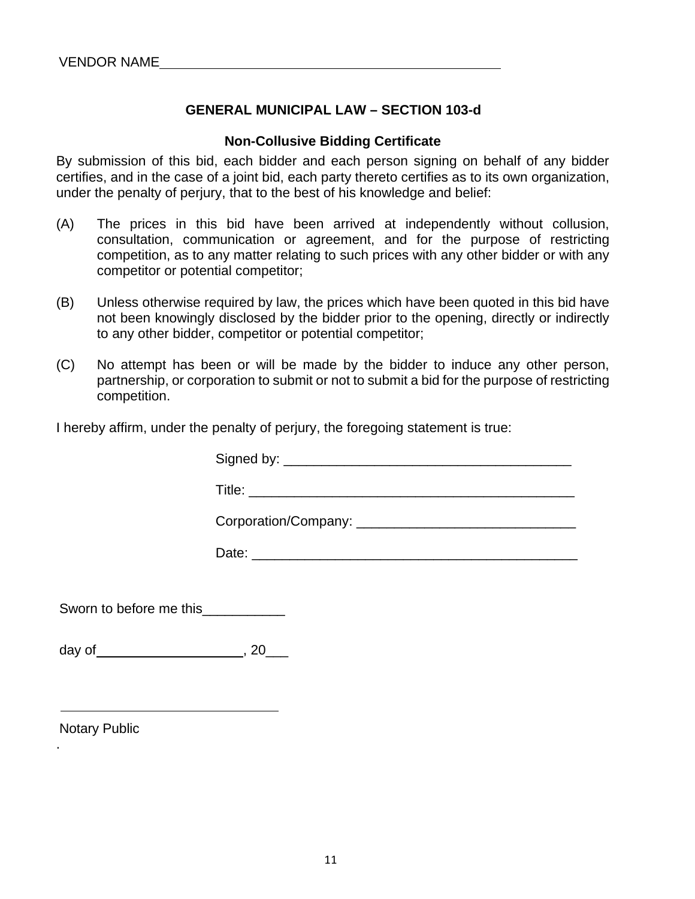VENDOR NAME\_\_\_\_\_\_\_\_\_\_\_\_\_\_\_\_\_\_\_\_\_\_\_\_\_\_\_\_\_\_\_\_\_\_\_\_\_\_\_\_\_\_\_\_\_\_\_\_

## GENERAL MUNICIPAL LAW – SECTION 103-d

### Non-Collusive Bidding Certificate

By submission of this bid, each bidder and each person signing on behalf of any bidder certifies, and in the case of a joint bid, each party thereto certifies as to its own organization, under the penalty of perjury, that to the best of his knowledge and belief:

(A) The prices in this bid have been arrived at independently without collusion, consultation, communication or agreement, and for the purpose of restricting competition, as to any matter relating to such prices with any other bidder or with any competitor or potential competitor;

(B) Unless otherwise required by law, the prices which have been quoted in this bid have not been knowingly disclosed by the bidder prior to the opening, directly or indirectly to any other bidder, competitor or potential competitor;

(C) No attempt has been or will be made by the bidder to induce any other person, partnership, or corporation to submit or not to submit a bid for the purpose of restricting competition.

I hereby affirm, under the penalty of perjury, the foregoing statement is true:

Signed by: \_\_\_\_\_\_\_\_\_\_\_\_\_\_\_\_\_\_\_\_\_\_\_\_\_\_\_\_\_\_\_\_\_\_\_\_\_\_\_

Title: \_\_\_\_\_\_\_\_\_\_\_\_\_\_\_\_\_\_\_\_\_\_\_\_\_\_\_\_\_\_\_\_\_\_\_\_\_\_\_\_\_\_\_\_

Corporation/Company: \_\_\_\_\_\_\_\_\_\_\_\_\_\_\_\_\_\_\_\_\_\_\_\_\_\_\_\_\_\_

Date: \_\_\_\_\_\_\_\_\_\_\_\_\_\_\_\_\_\_\_\_\_\_\_\_\_\_\_\_\_\_\_\_\_\_\_\_\_\_\_\_\_\_\_\_

Sworn to before me this\_\_\_\_\_\_\_\_\_\_\_

day of\_\_\_\_\_\_\_\_\_\_\_\_\_\_\_\_\_\_\_\_, 20\_\_\_

\_\_\_\_\_\_\_\_\_\_\_\_\_\_\_\_\_\_\_\_\_\_\_\_\_\_\_\_\_\_

Notary Public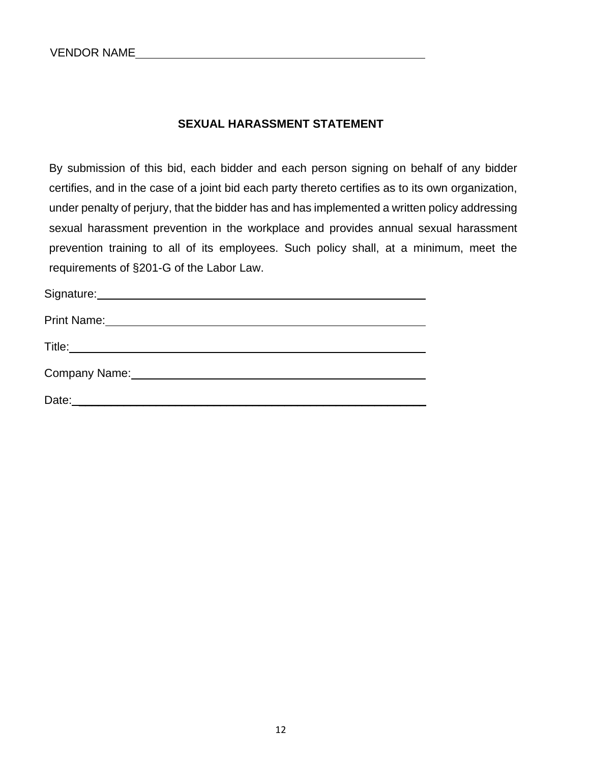VENDOR NAME________________________________________________

## SEXUAL HARASSMENT STATEMENT

By submission of this bid, each bidder and each person signing on behalf of any bidder certifies, and in the case of a joint bid each party thereto certifies as to its own organization, under penalty of perjury, that the bidder has and has implemented a written policy addressing sexual harassment prevention in the workplace and provides annual sexual harassment prevention training to all of its employees. Such policy shall, at a minimum, meet the requirements of §201-G of the Labor Law.

Signature:________________________________________________

Print Name:________________________________________________

Title:________________________________________________

Company Name:________________________________________________

Date:________________________________________________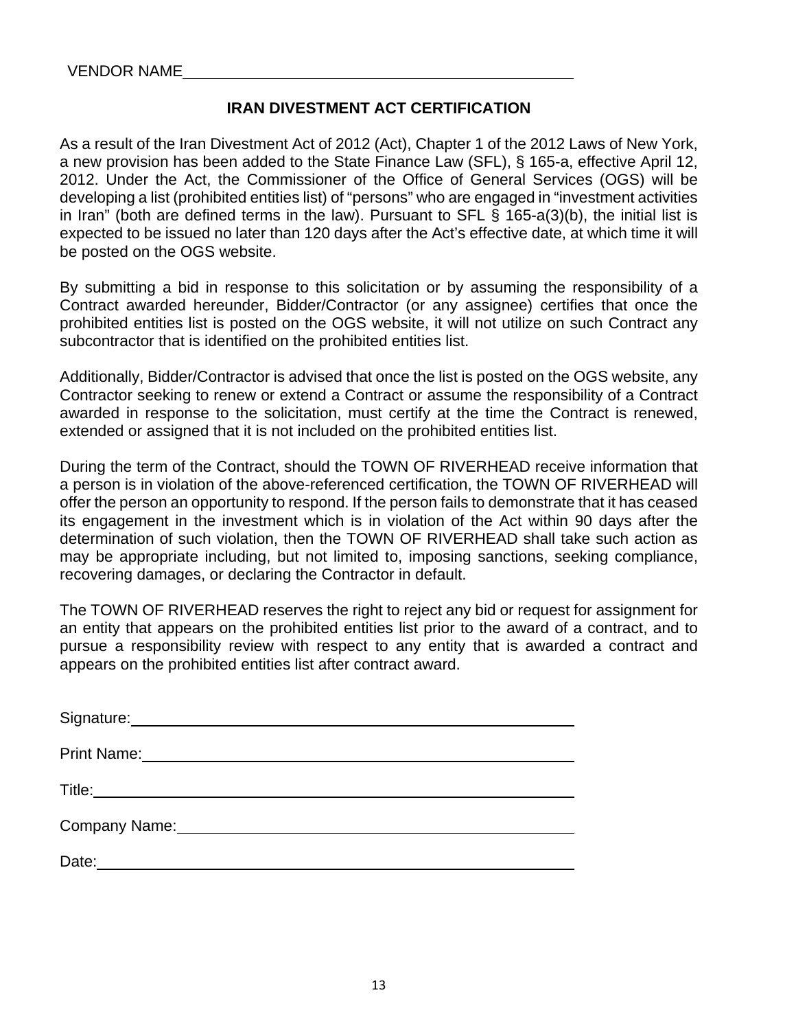VENDOR NAME\_\_\_\_\_\_\_\_\_\_\_\_\_\_\_\_\_\_\_\_\_\_\_\_\_\_\_\_\_\_\_\_\_\_\_\_\_\_\_\_\_\_\_\_\_

## IRAN DIVESTMENT ACT CERTIFICATION

As a result of the Iran Divestment Act of 2012 (Act), Chapter 1 of the 2012 Laws of New York, a new provision has been added to the State Finance Law (SFL), § 165-a, effective April 12, 2012. Under the Act, the Commissioner of the Office of General Services (OGS) will be developing a list (prohibited entities list) of "persons" who are engaged in "investment activities in Iran" (both are defined terms in the law). Pursuant to SFL § 165-a(3)(b), the initial list is expected to be issued no later than 120 days after the Act's effective date, at which time it will be posted on the OGS website.

By submitting a bid in response to this solicitation or by assuming the responsibility of a Contract awarded hereunder, Bidder/Contractor (or any assignee) certifies that once the prohibited entities list is posted on the OGS website, it will not utilize on such Contract any subcontractor that is identified on the prohibited entities list.

Additionally, Bidder/Contractor is advised that once the list is posted on the OGS website, any Contractor seeking to renew or extend a Contract or assume the responsibility of a Contract awarded in response to the solicitation, must certify at the time the Contract is renewed, extended or assigned that it is not included on the prohibited entities list.

During the term of the Contract, should the TOWN OF RIVERHEAD receive information that a person is in violation of the above-referenced certification, the TOWN OF RIVERHEAD will offer the person an opportunity to respond. If the person fails to demonstrate that it has ceased its engagement in the investment which is in violation of the Act within 90 days after the determination of such violation, then the TOWN OF RIVERHEAD shall take such action as may be appropriate including, but not limited to, imposing sanctions, seeking compliance, recovering damages, or declaring the Contractor in default.

The TOWN OF RIVERHEAD reserves the right to reject any bid or request for assignment for an entity that appears on the prohibited entities list prior to the award of a contract, and to pursue a responsibility review with respect to any entity that is awarded a contract and appears on the prohibited entities list after contract award.

Signature:\_\_\_\_\_\_\_\_\_\_\_\_\_\_\_\_\_\_\_\_\_\_\_\_\_\_\_\_\_\_\_\_\_\_\_\_\_\_\_\_\_\_\_\_\_

Print Name:\_\_\_\_\_\_\_\_\_\_\_\_\_\_\_\_\_\_\_\_\_\_\_\_\_\_\_\_\_\_\_\_\_\_\_\_\_\_\_\_\_\_\_

Title:\_\_\_\_\_\_\_\_\_\_\_\_\_\_\_\_\_\_\_\_\_\_\_\_\_\_\_\_\_\_\_\_\_\_\_\_\_\_\_\_\_\_\_\_\_\_\_\_\_\_

Company Name:\_\_\_\_\_\_\_\_\_\_\_\_\_\_\_\_\_\_\_\_\_\_\_\_\_\_\_\_\_\_\_\_\_\_\_\_\_\_\_\_

Date:\_\_\_\_\_\_\_\_\_\_\_\_\_\_\_\_\_\_\_\_\_\_\_\_\_\_\_\_\_\_\_\_\_\_\_\_\_\_\_\_\_\_\_\_\_\_\_\_\_\_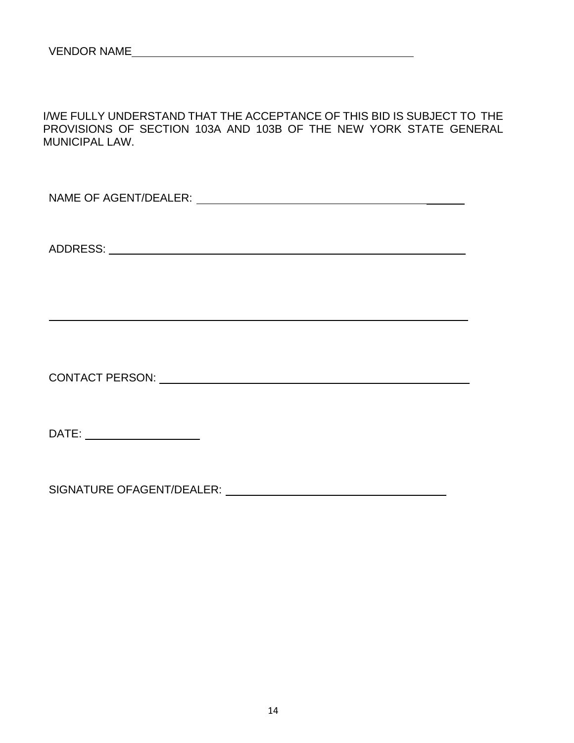VENDOR NAME_______________________________________________

I/WE FULLY UNDERSTAND THAT THE ACCEPTANCE OF THIS BID IS SUBJECT TO THE PROVISIONS OF SECTION 103A AND 103B OF THE NEW YORK STATE GENERAL MUNICIPAL LAW.

NAME OF AGENT/DEALER: _______________________________________________

ADDRESS: _______________________________________________

_______________________________________________

CONTACT PERSON: _______________________________________________

DATE: ____________________

SIGNATURE OFAGENT/DEALER: ___________________________________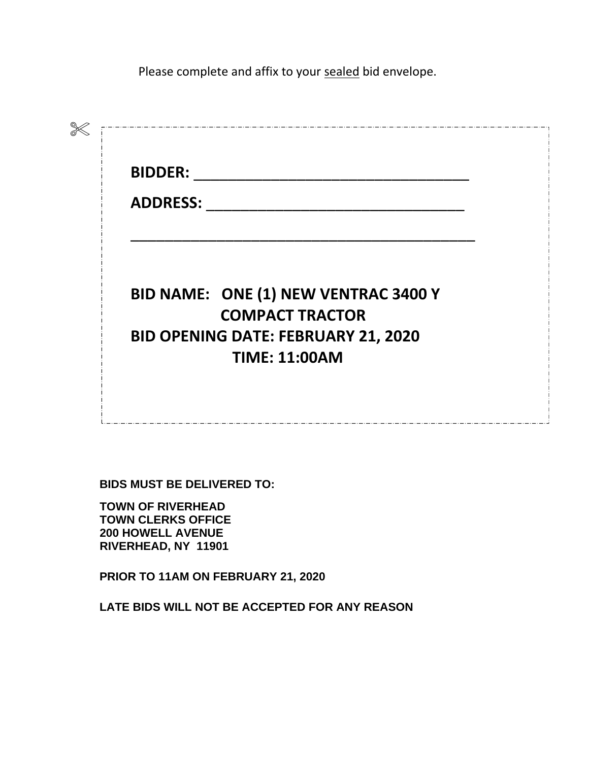Please complete and affix to your sealed bid envelope.

✂

**BIDDER:** ___________________________________

**ADDRESS:** _________________________________

_____________________________________________

**BID NAME: ONE (1) NEW VENTRAC 3400 Y COMPACT TRACTOR**

**BID OPENING DATE: FEBRUARY 21, 2020**

**TIME: 11:00AM**

**BIDS MUST BE DELIVERED TO:**

**TOWN OF RIVERHEAD**
**TOWN CLERKS OFFICE**
**200 HOWELL AVENUE**
**RIVERHEAD, NY 11901**

**PRIOR TO 11AM ON FEBRUARY 21, 2020**

**LATE BIDS WILL NOT BE ACCEPTED FOR ANY REASON**